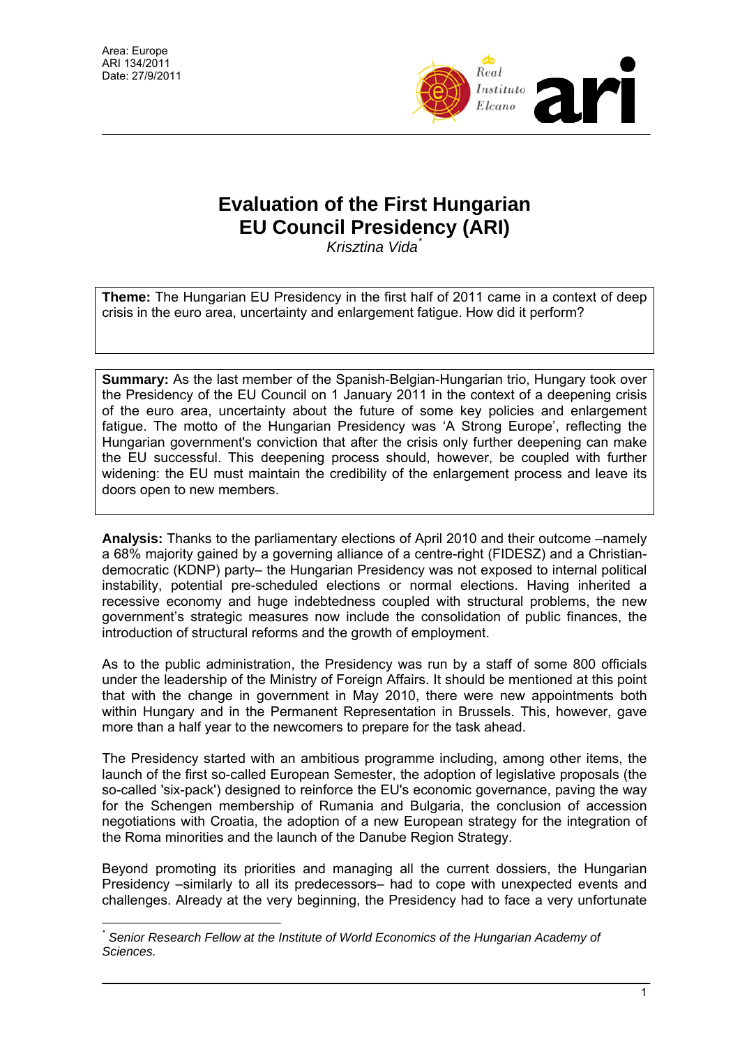Area: Europe
ARI 134/2011
Date: 27/9/2011

# Evaluation of the First Hungarian EU Council Presidency (ARI)

*Krisztina Vida*[*]

**Theme:** The Hungarian EU Presidency in the first half of 2011 came in a context of deep crisis in the euro area, uncertainty and enlargement fatigue. How did it perform?

**Summary:** As the last member of the Spanish-Belgian-Hungarian trio, Hungary took over the Presidency of the EU Council on 1 January 2011 in the context of a deepening crisis of the euro area, uncertainty about the future of some key policies and enlargement fatigue. The motto of the Hungarian Presidency was 'A Strong Europe', reflecting the Hungarian government's conviction that after the crisis only further deepening can make the EU successful. This deepening process should, however, be coupled with further widening: the EU must maintain the credibility of the enlargement process and leave its doors open to new members.

**Analysis:** Thanks to the parliamentary elections of April 2010 and their outcome –namely a 68% majority gained by a governing alliance of a centre-right (FIDESZ) and a Christian-democratic (KDNP) party– the Hungarian Presidency was not exposed to internal political instability, potential pre-scheduled elections or normal elections. Having inherited a recessive economy and huge indebtedness coupled with structural problems, the new government's strategic measures now include the consolidation of public finances, the introduction of structural reforms and the growth of employment.

As to the public administration, the Presidency was run by a staff of some 800 officials under the leadership of the Ministry of Foreign Affairs. It should be mentioned at this point that with the change in government in May 2010, there were new appointments both within Hungary and in the Permanent Representation in Brussels. This, however, gave more than a half year to the newcomers to prepare for the task ahead.

The Presidency started with an ambitious programme including, among other items, the launch of the first so-called European Semester, the adoption of legislative proposals (the so-called 'six-pack') designed to reinforce the EU's economic governance, paving the way for the Schengen membership of Rumania and Bulgaria, the conclusion of accession negotiations with Croatia, the adoption of a new European strategy for the integration of the Roma minorities and the launch of the Danube Region Strategy.

Beyond promoting its priorities and managing all the current dossiers, the Hungarian Presidency –similarly to all its predecessors– had to cope with unexpected events and challenges. Already at the very beginning, the Presidency had to face a very unfortunate

[*] *Senior Research Fellow at the Institute of World Economics of the Hungarian Academy of Sciences.*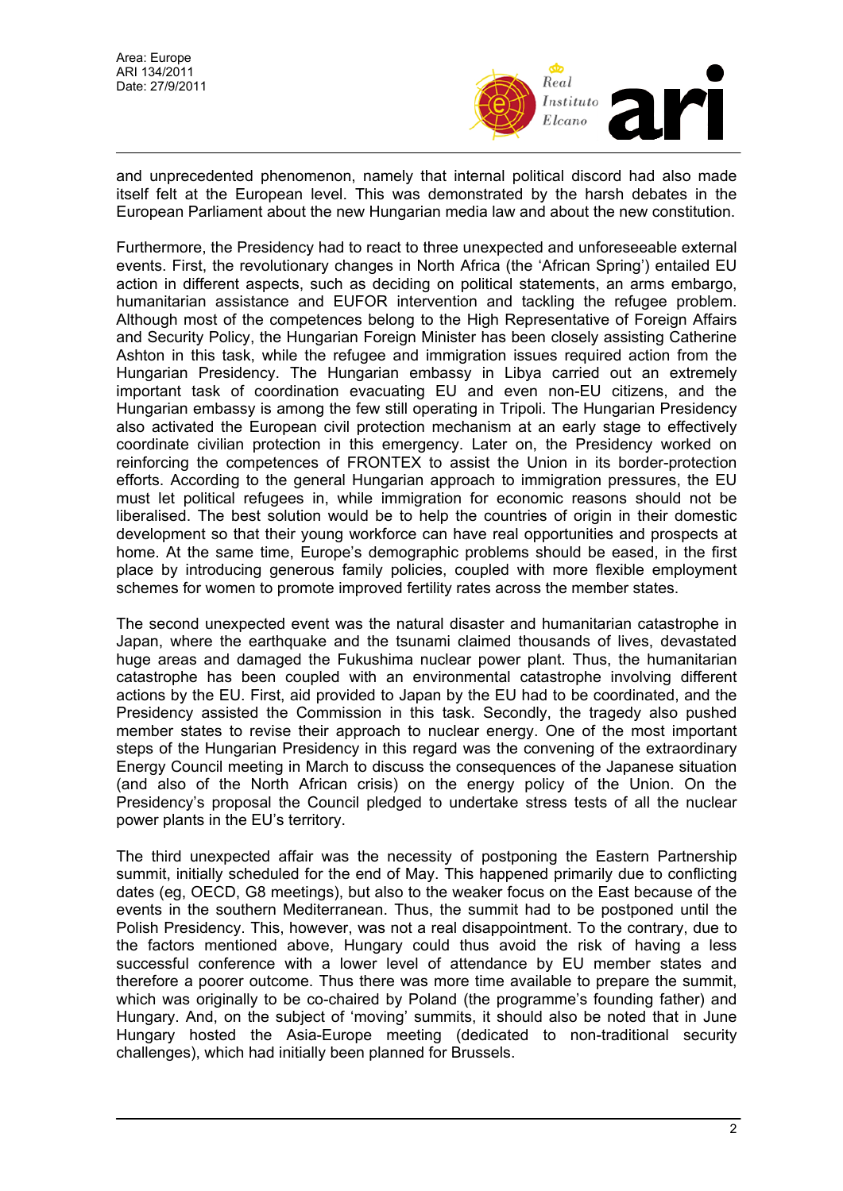and unprecedented phenomenon, namely that internal political discord had also made itself felt at the European level. This was demonstrated by the harsh debates in the European Parliament about the new Hungarian media law and about the new constitution.

Furthermore, the Presidency had to react to three unexpected and unforeseeable external events. First, the revolutionary changes in North Africa (the 'African Spring') entailed EU action in different aspects, such as deciding on political statements, an arms embargo, humanitarian assistance and EUFOR intervention and tackling the refugee problem. Although most of the competences belong to the High Representative of Foreign Affairs and Security Policy, the Hungarian Foreign Minister has been closely assisting Catherine Ashton in this task, while the refugee and immigration issues required action from the Hungarian Presidency. The Hungarian embassy in Libya carried out an extremely important task of coordination evacuating EU and even non-EU citizens, and the Hungarian embassy is among the few still operating in Tripoli. The Hungarian Presidency also activated the European civil protection mechanism at an early stage to effectively coordinate civilian protection in this emergency. Later on, the Presidency worked on reinforcing the competences of FRONTEX to assist the Union in its border-protection efforts. According to the general Hungarian approach to immigration pressures, the EU must let political refugees in, while immigration for economic reasons should not be liberalised. The best solution would be to help the countries of origin in their domestic development so that their young workforce can have real opportunities and prospects at home. At the same time, Europe's demographic problems should be eased, in the first place by introducing generous family policies, coupled with more flexible employment schemes for women to promote improved fertility rates across the member states.

The second unexpected event was the natural disaster and humanitarian catastrophe in Japan, where the earthquake and the tsunami claimed thousands of lives, devastated huge areas and damaged the Fukushima nuclear power plant. Thus, the humanitarian catastrophe has been coupled with an environmental catastrophe involving different actions by the EU. First, aid provided to Japan by the EU had to be coordinated, and the Presidency assisted the Commission in this task. Secondly, the tragedy also pushed member states to revise their approach to nuclear energy. One of the most important steps of the Hungarian Presidency in this regard was the convening of the extraordinary Energy Council meeting in March to discuss the consequences of the Japanese situation (and also of the North African crisis) on the energy policy of the Union. On the Presidency's proposal the Council pledged to undertake stress tests of all the nuclear power plants in the EU's territory.

The third unexpected affair was the necessity of postponing the Eastern Partnership summit, initially scheduled for the end of May. This happened primarily due to conflicting dates (eg, OECD, G8 meetings), but also to the weaker focus on the East because of the events in the southern Mediterranean. Thus, the summit had to be postponed until the Polish Presidency. This, however, was not a real disappointment. To the contrary, due to the factors mentioned above, Hungary could thus avoid the risk of having a less successful conference with a lower level of attendance by EU member states and therefore a poorer outcome. Thus there was more time available to prepare the summit, which was originally to be co-chaired by Poland (the programme's founding father) and Hungary. And, on the subject of 'moving' summits, it should also be noted that in June Hungary hosted the Asia-Europe meeting (dedicated to non-traditional security challenges), which had initially been planned for Brussels.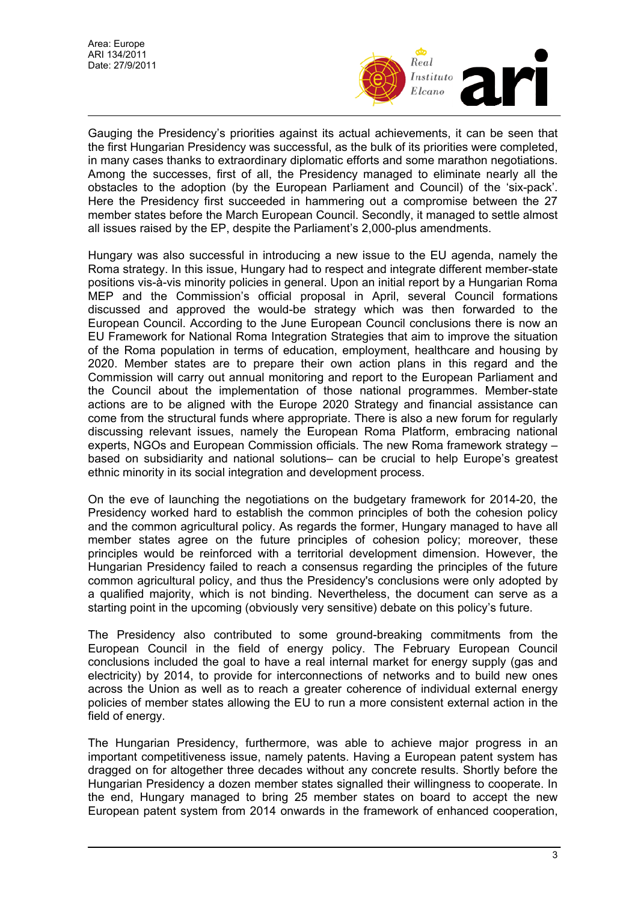Gauging the Presidency's priorities against its actual achievements, it can be seen that the first Hungarian Presidency was successful, as the bulk of its priorities were completed, in many cases thanks to extraordinary diplomatic efforts and some marathon negotiations. Among the successes, first of all, the Presidency managed to eliminate nearly all the obstacles to the adoption (by the European Parliament and Council) of the 'six-pack'. Here the Presidency first succeeded in hammering out a compromise between the 27 member states before the March European Council. Secondly, it managed to settle almost all issues raised by the EP, despite the Parliament's 2,000-plus amendments.

Hungary was also successful in introducing a new issue to the EU agenda, namely the Roma strategy. In this issue, Hungary had to respect and integrate different member-state positions vis-à-vis minority policies in general. Upon an initial report by a Hungarian Roma MEP and the Commission's official proposal in April, several Council formations discussed and approved the would-be strategy which was then forwarded to the European Council. According to the June European Council conclusions there is now an EU Framework for National Roma Integration Strategies that aim to improve the situation of the Roma population in terms of education, employment, healthcare and housing by 2020. Member states are to prepare their own action plans in this regard and the Commission will carry out annual monitoring and report to the European Parliament and the Council about the implementation of those national programmes. Member-state actions are to be aligned with the Europe 2020 Strategy and financial assistance can come from the structural funds where appropriate. There is also a new forum for regularly discussing relevant issues, namely the European Roma Platform, embracing national experts, NGOs and European Commission officials. The new Roma framework strategy – based on subsidiarity and national solutions– can be crucial to help Europe's greatest ethnic minority in its social integration and development process.

On the eve of launching the negotiations on the budgetary framework for 2014-20, the Presidency worked hard to establish the common principles of both the cohesion policy and the common agricultural policy. As regards the former, Hungary managed to have all member states agree on the future principles of cohesion policy; moreover, these principles would be reinforced with a territorial development dimension. However, the Hungarian Presidency failed to reach a consensus regarding the principles of the future common agricultural policy, and thus the Presidency's conclusions were only adopted by a qualified majority, which is not binding. Nevertheless, the document can serve as a starting point in the upcoming (obviously very sensitive) debate on this policy's future.

The Presidency also contributed to some ground-breaking commitments from the European Council in the field of energy policy. The February European Council conclusions included the goal to have a real internal market for energy supply (gas and electricity) by 2014, to provide for interconnections of networks and to build new ones across the Union as well as to reach a greater coherence of individual external energy policies of member states allowing the EU to run a more consistent external action in the field of energy.

The Hungarian Presidency, furthermore, was able to achieve major progress in an important competitiveness issue, namely patents. Having a European patent system has dragged on for altogether three decades without any concrete results. Shortly before the Hungarian Presidency a dozen member states signalled their willingness to cooperate. In the end, Hungary managed to bring 25 member states on board to accept the new European patent system from 2014 onwards in the framework of enhanced cooperation,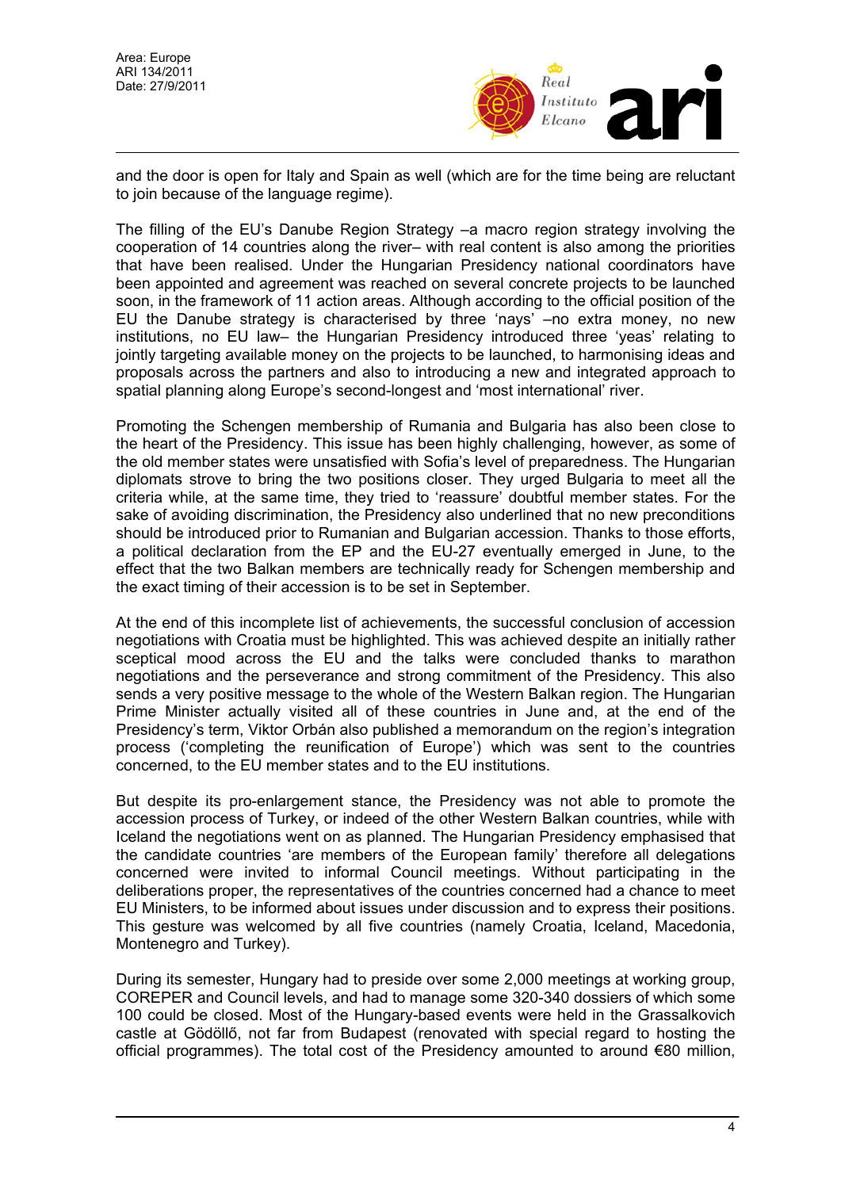and the door is open for Italy and Spain as well (which are for the time being are reluctant to join because of the language regime).

The filling of the EU's Danube Region Strategy –a macro region strategy involving the cooperation of 14 countries along the river– with real content is also among the priorities that have been realised. Under the Hungarian Presidency national coordinators have been appointed and agreement was reached on several concrete projects to be launched soon, in the framework of 11 action areas. Although according to the official position of the EU the Danube strategy is characterised by three 'nays' –no extra money, no new institutions, no EU law– the Hungarian Presidency introduced three 'yeas' relating to jointly targeting available money on the projects to be launched, to harmonising ideas and proposals across the partners and also to introducing a new and integrated approach to spatial planning along Europe's second-longest and 'most international' river.

Promoting the Schengen membership of Rumania and Bulgaria has also been close to the heart of the Presidency. This issue has been highly challenging, however, as some of the old member states were unsatisfied with Sofia's level of preparedness. The Hungarian diplomats strove to bring the two positions closer. They urged Bulgaria to meet all the criteria while, at the same time, they tried to 'reassure' doubtful member states. For the sake of avoiding discrimination, the Presidency also underlined that no new preconditions should be introduced prior to Rumanian and Bulgarian accession. Thanks to those efforts, a political declaration from the EP and the EU-27 eventually emerged in June, to the effect that the two Balkan members are technically ready for Schengen membership and the exact timing of their accession is to be set in September.

At the end of this incomplete list of achievements, the successful conclusion of accession negotiations with Croatia must be highlighted. This was achieved despite an initially rather sceptical mood across the EU and the talks were concluded thanks to marathon negotiations and the perseverance and strong commitment of the Presidency. This also sends a very positive message to the whole of the Western Balkan region. The Hungarian Prime Minister actually visited all of these countries in June and, at the end of the Presidency's term, Viktor Orbán also published a memorandum on the region's integration process ('completing the reunification of Europe') which was sent to the countries concerned, to the EU member states and to the EU institutions.

But despite its pro-enlargement stance, the Presidency was not able to promote the accession process of Turkey, or indeed of the other Western Balkan countries, while with Iceland the negotiations went on as planned. The Hungarian Presidency emphasised that the candidate countries 'are members of the European family' therefore all delegations concerned were invited to informal Council meetings. Without participating in the deliberations proper, the representatives of the countries concerned had a chance to meet EU Ministers, to be informed about issues under discussion and to express their positions. This gesture was welcomed by all five countries (namely Croatia, Iceland, Macedonia, Montenegro and Turkey).

During its semester, Hungary had to preside over some 2,000 meetings at working group, COREPER and Council levels, and had to manage some 320-340 dossiers of which some 100 could be closed. Most of the Hungary-based events were held in the Grassalkovich castle at Gödöllő, not far from Budapest (renovated with special regard to hosting the official programmes). The total cost of the Presidency amounted to around €80 million,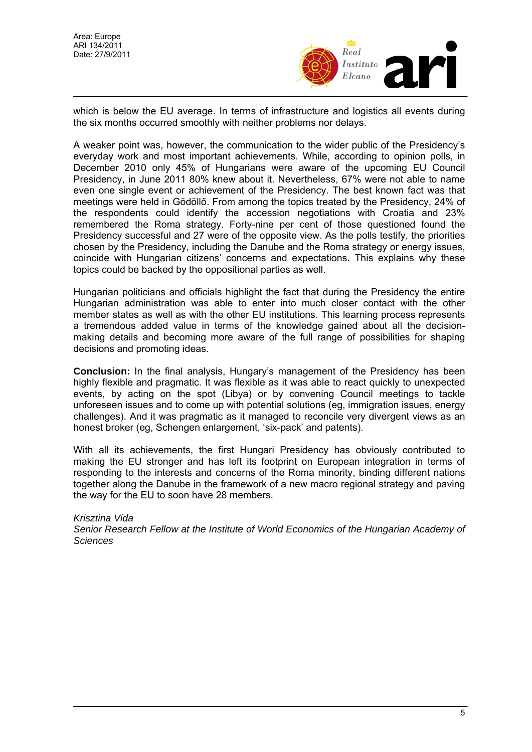which is below the EU average. In terms of infrastructure and logistics all events during the six months occurred smoothly with neither problems nor delays.

A weaker point was, however, the communication to the wider public of the Presidency's everyday work and most important achievements. While, according to opinion polls, in December 2010 only 45% of Hungarians were aware of the upcoming EU Council Presidency, in June 2011 80% knew about it. Nevertheless, 67% were not able to name even one single event or achievement of the Presidency. The best known fact was that meetings were held in Gödöllő. From among the topics treated by the Presidency, 24% of the respondents could identify the accession negotiations with Croatia and 23% remembered the Roma strategy. Forty-nine per cent of those questioned found the Presidency successful and 27 were of the opposite view. As the polls testify, the priorities chosen by the Presidency, including the Danube and the Roma strategy or energy issues, coincide with Hungarian citizens' concerns and expectations. This explains why these topics could be backed by the oppositional parties as well.

Hungarian politicians and officials highlight the fact that during the Presidency the entire Hungarian administration was able to enter into much closer contact with the other member states as well as with the other EU institutions. This learning process represents a tremendous added value in terms of the knowledge gained about all the decision-making details and becoming more aware of the full range of possibilities for shaping decisions and promoting ideas.

**Conclusion:** In the final analysis, Hungary's management of the Presidency has been highly flexible and pragmatic. It was flexible as it was able to react quickly to unexpected events, by acting on the spot (Libya) or by convening Council meetings to tackle unforeseen issues and to come up with potential solutions (eg, immigration issues, energy challenges). And it was pragmatic as it managed to reconcile very divergent views as an honest broker (eg, Schengen enlargement, 'six-pack' and patents).

With all its achievements, the first Hungari Presidency has obviously contributed to making the EU stronger and has left its footprint on European integration in terms of responding to the interests and concerns of the Roma minority, binding different nations together along the Danube in the framework of a new macro regional strategy and paving the way for the EU to soon have 28 members.

*Krisztina Vida*
*Senior Research Fellow at the Institute of World Economics of the Hungarian Academy of Sciences*